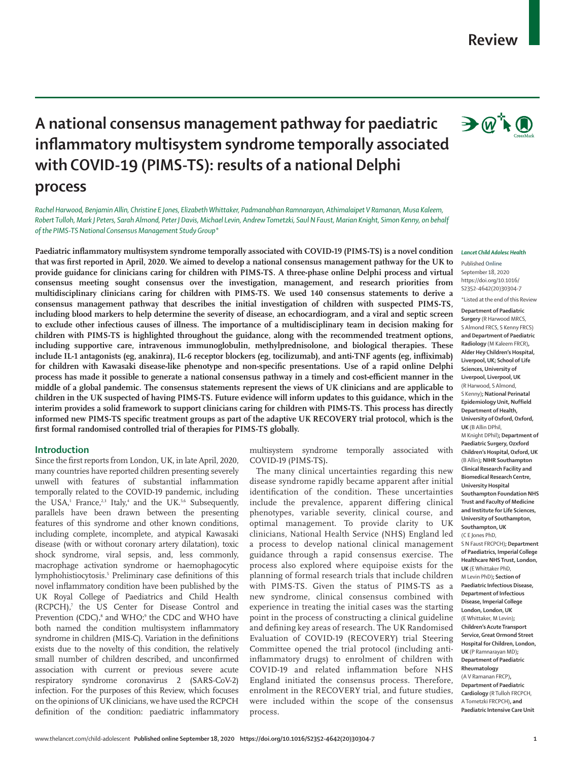Review

# A national consensus management pathway for paediatric inflammatory multisystem syndrome temporally associated with COVID-19 (PIMS-TS): results of a national Delphi process

*Rachel Harwood, Benjamin Allin, Christine E Jones, Elizabeth Whittaker, Padmanabhan Ramnarayan, Athimalaipet V Ramanan, Musa Kaleem, Robert Tulloh, Mark J Peters, Sarah Almond, Peter J Davis, Michael Levin, Andrew Tometzki, Saul N Faust, Marian Knight, Simon Kenny, on behalf of the PIMS-TS National Consensus Management Study Group\**

**Paediatric inflammatory multisystem syndrome temporally associated with COVID-19 (PIMS-TS) is a novel condition that was first reported in April, 2020. We aimed to develop a national consensus management pathway for the UK to provide guidance for clinicians caring for children with PIMS-TS. A three-phase online Delphi process and virtual consensus meeting sought consensus over the investigation, management, and research priorities from multidisciplinary clinicians caring for children with PIMS-TS. We used 140 consensus statements to derive a consensus management pathway that describes the initial investigation of children with suspected PIMS-TS, including blood markers to help determine the severity of disease, an echocardiogram, and a viral and septic screen to exclude other infectious causes of illness. The importance of a multidisciplinary team in decision making for children with PIMS-TS is highlighted throughout the guidance, along with the recommended treatment options, including supportive care, intravenous immunoglobulin, methylprednisolone, and biological therapies. These include IL-1 antagonists (eg, anakinra), IL-6 receptor blockers (eg, tocilizumab), and anti-TNF agents (eg, infliximab) for children with Kawasaki disease-like phenotype and non-specific presentations. Use of a rapid online Delphi process has made it possible to generate a national consensus pathway in a timely and cost-efficient manner in the middle of a global pandemic. The consensus statements represent the views of UK clinicians and are applicable to children in the UK suspected of having PIMS-TS. Future evidence will inform updates to this guidance, which in the interim provides a solid framework to support clinicians caring for children with PIMS-TS. This process has directly informed new PIMS-TS specific treatment groups as part of the adaptive UK RECOVERY trial protocol, which is the first formal randomised controlled trial of therapies for PIMS-TS globally.**

*Lancet Child Adolesc Health*

Published Online September 18, 2020 https://doi.org/10.1016/S2352-4642(20)30304-7

\*Listed at the end of this Review

**Department of Paediatric Surgery** (R Harwood MRCS, S Almond FRCS, S Kenny FRCS) **and Department of Paediatric Radiology** (M Kaleem FRCR)**, Alder Hey Children's Hospital, Liverpool, UK; School of Life Sciences, University of Liverpool, Liverpool, UK** (R Harwood, S Almond, S Kenny)**; National Perinatal Epidemiology Unit, Nuffield Department of Health, University of Oxford, Oxford, UK** (B Allin DPhil, M Knight DPhil)**; Department of Paediatric Surgery, Oxford Children's Hospital, Oxford, UK** (B Allin)**; NIHR Southampton Clinical Research Facility and Biomedical Research Centre, University Hospital Southampton Foundation NHS Trust and Faculty of Medicine and Institute for Life Sciences, University of Southampton, Southampton, UK** (C E Jones PhD, S N Faust FRCPCH)**; Department of Paediatrics, Imperial College Healthcare NHS Trust, London, UK** (E Whittaker PhD, M Levin PhD)**; Section of Paediatric Infectious Disease, Department of Infectious Disease, Imperial College London, London, UK** (E Whittaker, M Levin)**; Children's Acute Transport Service, Great Ormond Street Hospital for Children, London, UK** (P Ramnarayan MD)**; Department of Paediatric Rheumatology** (A V Ramanan FRCP)**, Department of Paediatric Cardiology** (R Tulloh FRCPCH, A Tometzki FRCPCH)**, and Paediatric Intensive Care Unit**

## Introduction

Since the first reports from London, UK, in late April, 2020, many countries have reported children presenting severely unwell with features of substantial inflammation temporally related to the COVID-19 pandemic, including the USA,[1] France,[2,3] Italy,[4] and the UK.[5,6] Subsequently, parallels have been drawn between the presenting features of this syndrome and other known conditions, including complete, incomplete, and atypical Kawasaki disease (with or without coronary artery dilatation), toxic shock syndrome, viral sepsis, and, less commonly, macrophage activation syndrome or haemophagocytic lymphohistiocytosis.[5] Preliminary case definitions of this novel inflammatory condition have been published by the UK Royal College of Paediatrics and Child Health (RCPCH),[7] the US Center for Disease Control and Prevention (CDC),[8] and WHO;[9] the CDC and WHO have both named the condition multisystem inflammatory syndrome in children (MIS-C). Variation in the definitions exists due to the novelty of this condition, the relatively small number of children described, and unconfirmed association with current or previous severe acute respiratory syndrome coronavirus 2 (SARS-CoV-2) infection. For the purposes of this Review, which focuses on the opinions of UK clinicians, we have used the RCPCH definition of the condition: paediatric inflammatory multisystem syndrome temporally associated with COVID-19 (PIMS-TS).

The many clinical uncertainties regarding this new disease syndrome rapidly became apparent after initial identification of the condition. These uncertainties include the prevalence, apparent differing clinical phenotypes, variable severity, clinical course, and optimal management. To provide clarity to UK clinicians, National Health Service (NHS) England led a process to develop national clinical management guidance through a rapid consensus exercise. The process also explored where equipoise exists for the planning of formal research trials that include children with PIMS-TS. Given the status of PIMS-TS as a new syndrome, clinical consensus combined with experience in treating the initial cases was the starting point in the process of constructing a clinical guideline and defining key areas of research. The UK Randomised Evaluation of COVID-19 (RECOVERY) trial Steering Committee opened the trial protocol (including anti-inflammatory drugs) to enrolment of children with COVID-19 and related inflammation before NHS England initiated the consensus process. Therefore, enrolment in the RECOVERY trial, and future studies, were included within the scope of the consensus process.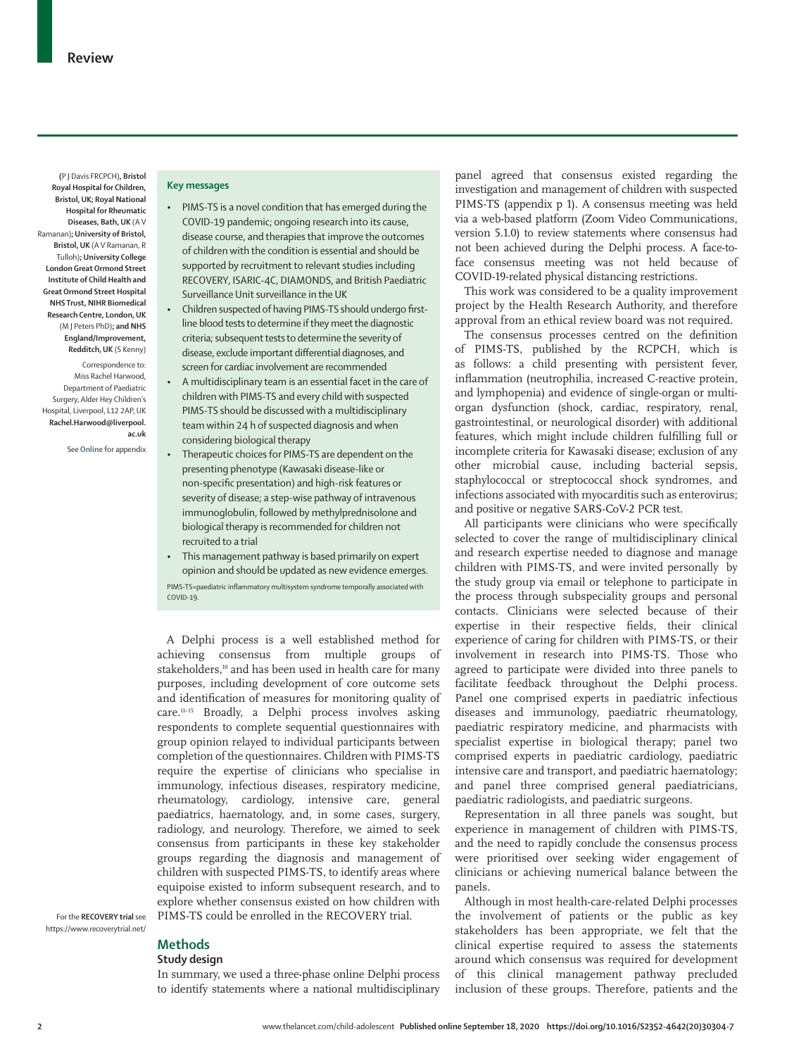(P J Davis FRCPCH), **Bristol Royal Hospital for Children, Bristol, UK; Royal National Hospital for Rheumatic Diseases, Bath, UK** (A V Ramanan)**; University of Bristol, Bristol, UK** (A V Ramanan, R Tulloh)**; University College London Great Ormond Street Institute of Child Health and Great Ormond Street Hospital NHS Trust, NIHR Biomedical Research Centre, London, UK** (M J Peters PhD)**; and NHS England/Improvement, Redditch, UK** (S Kenny)

Correspondence to: Miss Rachel Harwood, Department of Paediatric Surgery, Alder Hey Children's Hospital, Liverpool, L12 2AP, UK **Rachel.Harwood@liverpool.ac.uk**

See **Online** for appendix

**Key messages**

- PIMS-TS is a novel condition that has emerged during the COVID-19 pandemic; ongoing research into its cause, disease course, and therapies that improve the outcomes of children with the condition is essential and should be supported by recruitment to relevant studies including RECOVERY, ISARIC-4C, DIAMONDS, and British Paediatric Surveillance Unit surveillance in the UK
- Children suspected of having PIMS-TS should undergo first-line blood tests to determine if they meet the diagnostic criteria; subsequent tests to determine the severity of disease, exclude important differential diagnoses, and screen for cardiac involvement are recommended
- A multidisciplinary team is an essential facet in the care of children with PIMS-TS and every child with suspected PIMS-TS should be discussed with a multidisciplinary team within 24 h of suspected diagnosis and when considering biological therapy
- Therapeutic choices for PIMS-TS are dependent on the presenting phenotype (Kawasaki disease-like or non-specific presentation) and high-risk features or severity of disease; a step-wise pathway of intravenous immunoglobulin, followed by methylprednisolone and biological therapy is recommended for children not recruited to a trial
- This management pathway is based primarily on expert opinion and should be updated as new evidence emerges.

PIMS-TS=paediatric inflammatory multisystem syndrome temporally associated with COVID-19.

A Delphi process is a well established method for achieving consensus from multiple groups of stakeholders,[10] and has been used in health care for many purposes, including development of core outcome sets and identification of measures for monitoring quality of care.[11–15] Broadly, a Delphi process involves asking respondents to complete sequential questionnaires with group opinion relayed to individual participants between completion of the questionnaires. Children with PIMS-TS require the expertise of clinicians who specialise in immunology, infectious diseases, respiratory medicine, rheumatology, cardiology, intensive care, general paediatrics, haematology, and, in some cases, surgery, radiology, and neurology. Therefore, we aimed to seek consensus from participants in these key stakeholder groups regarding the diagnosis and management of children with suspected PIMS-TS, to identify areas where equipoise existed to inform subsequent research, and to explore whether consensus existed on how children with PIMS-TS could be enrolled in the RECOVERY trial.

For the **RECOVERY trial** see https://www.recoverytrial.net/

## Methods

### Study design

In summary, we used a three-phase online Delphi process to identify statements where a national multidisciplinary panel agreed that consensus existed regarding the investigation and management of children with suspected PIMS-TS (appendix p 1). A consensus meeting was held via a web-based platform (Zoom Video Communications, version 5.1.0) to review statements where consensus had not been achieved during the Delphi process. A face-to-face consensus meeting was not held because of COVID-19-related physical distancing restrictions.

This work was considered to be a quality improvement project by the Health Research Authority, and therefore approval from an ethical review board was not required.

The consensus processes centred on the definition of PIMS-TS, published by the RCPCH, which is as follows: a child presenting with persistent fever, inflammation (neutrophilia, increased C-reactive protein, and lymphopenia) and evidence of single-organ or multi-organ dysfunction (shock, cardiac, respiratory, renal, gastrointestinal, or neurological disorder) with additional features, which might include children fulfilling full or incomplete criteria for Kawasaki disease; exclusion of any other microbial cause, including bacterial sepsis, staphylococcal or streptococcal shock syndromes, and infections associated with myocarditis such as enterovirus; and positive or negative SARS-CoV-2 PCR test.

All participants were clinicians who were specifically selected to cover the range of multidisciplinary clinical and research expertise needed to diagnose and manage children with PIMS-TS, and were invited personally by the study group via email or telephone to participate in the process through subspeciality groups and personal contacts. Clinicians were selected because of their expertise in their respective fields, their clinical experience of caring for children with PIMS-TS, or their involvement in research into PIMS-TS. Those who agreed to participate were divided into three panels to facilitate feedback throughout the Delphi process. Panel one comprised experts in paediatric infectious diseases and immunology, paediatric rheumatology, paediatric respiratory medicine, and pharmacists with specialist expertise in biological therapy; panel two comprised experts in paediatric cardiology, paediatric intensive care and transport, and paediatric haematology; and panel three comprised general paediatricians, paediatric radiologists, and paediatric surgeons.

Representation in all three panels was sought, but experience in management of children with PIMS-TS, and the need to rapidly conclude the consensus process were prioritised over seeking wider engagement of clinicians or achieving numerical balance between the panels.

Although in most health-care-related Delphi processes the involvement of patients or the public as key stakeholders has been appropriate, we felt that the clinical expertise required to assess the statements around which consensus was required for development of this clinical management pathway precluded inclusion of these groups. Therefore, patients and the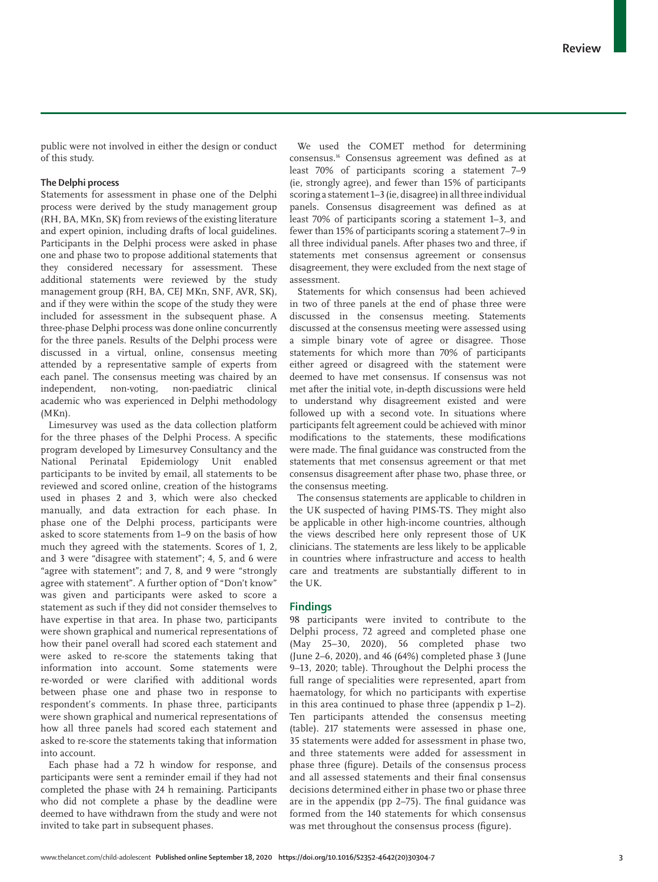public were not involved in either the design or conduct of this study.

### The Delphi process

Statements for assessment in phase one of the Delphi process were derived by the study management group (RH, BA, MKn, SK) from reviews of the existing literature and expert opinion, including drafts of local guidelines. Participants in the Delphi process were asked in phase one and phase two to propose additional statements that they considered necessary for assessment. These additional statements were reviewed by the study management group (RH, BA, CEJ MKn, SNF, AVR, SK), and if they were within the scope of the study they were included for assessment in the subsequent phase. A three-phase Delphi process was done online concurrently for the three panels. Results of the Delphi process were discussed in a virtual, online, consensus meeting attended by a representative sample of experts from each panel. The consensus meeting was chaired by an independent, non-voting, non-paediatric clinical academic who was experienced in Delphi methodology (MKn).

Limesurvey was used as the data collection platform for the three phases of the Delphi Process. A specific program developed by Limesurvey Consultancy and the National Perinatal Epidemiology Unit enabled participants to be invited by email, all statements to be reviewed and scored online, creation of the histograms used in phases 2 and 3, which were also checked manually, and data extraction for each phase. In phase one of the Delphi process, participants were asked to score statements from 1–9 on the basis of how much they agreed with the statements. Scores of 1, 2, and 3 were "disagree with statement"; 4, 5, and 6 were "agree with statement"; and 7, 8, and 9 were "strongly agree with statement". A further option of "Don't know" was given and participants were asked to score a statement as such if they did not consider themselves to have expertise in that area. In phase two, participants were shown graphical and numerical representations of how their panel overall had scored each statement and were asked to re-score the statements taking that information into account. Some statements were re-worded or were clarified with additional words between phase one and phase two in response to respondent's comments. In phase three, participants were shown graphical and numerical representations of how all three panels had scored each statement and asked to re-score the statements taking that information into account.

Each phase had a 72 h window for response, and participants were sent a reminder email if they had not completed the phase with 24 h remaining. Participants who did not complete a phase by the deadline were deemed to have withdrawn from the study and were not invited to take part in subsequent phases.

We used the COMET method for determining consensus.[16] Consensus agreement was defined as at least 70% of participants scoring a statement 7–9 (ie, strongly agree), and fewer than 15% of participants scoring a statement 1–3 (ie, disagree) in all three individual panels. Consensus disagreement was defined as at least 70% of participants scoring a statement 1–3, and fewer than 15% of participants scoring a statement 7–9 in all three individual panels. After phases two and three, if statements met consensus agreement or consensus disagreement, they were excluded from the next stage of assessment.

Statements for which consensus had been achieved in two of three panels at the end of phase three were discussed in the consensus meeting. Statements discussed at the consensus meeting were assessed using a simple binary vote of agree or disagree. Those statements for which more than 70% of participants either agreed or disagreed with the statement were deemed to have met consensus. If consensus was not met after the initial vote, in-depth discussions were held to understand why disagreement existed and were followed up with a second vote. In situations where participants felt agreement could be achieved with minor modifications to the statements, these modifications were made. The final guidance was constructed from the statements that met consensus agreement or that met consensus disagreement after phase two, phase three, or the consensus meeting.

The consensus statements are applicable to children in the UK suspected of having PIMS-TS. They might also be applicable in other high-income countries, although the views described here only represent those of UK clinicians. The statements are less likely to be applicable in countries where infrastructure and access to health care and treatments are substantially different to in the UK.

## Findings

98 participants were invited to contribute to the Delphi process, 72 agreed and completed phase one (May 25–30, 2020), 56 completed phase two (June 2–6, 2020), and 46 (64%) completed phase 3 (June 9–13, 2020; table). Throughout the Delphi process the full range of specialities were represented, apart from haematology, for which no participants with expertise in this area continued to phase three (appendix p 1–2). Ten participants attended the consensus meeting (table). 217 statements were assessed in phase one, 35 statements were added for assessment in phase two, and three statements were added for assessment in phase three (figure). Details of the consensus process and all assessed statements and their final consensus decisions determined either in phase two or phase three are in the appendix (pp 2–75). The final guidance was formed from the 140 statements for which consensus was met throughout the consensus process (figure).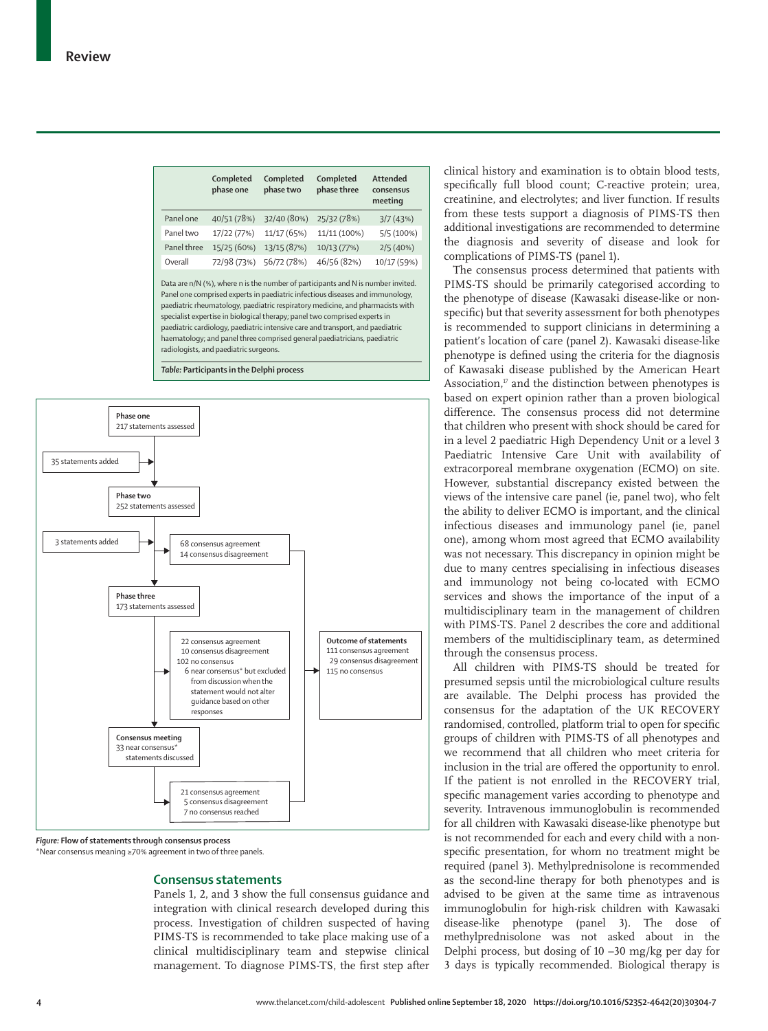| | Completed phase one | Completed phase two | Completed phase three | Attended consensus meeting |
|---|---|---|---|---|
| Panel one | 40/51 (78%) | 32/40 (80%) | 25/32 (78%) | 3/7 (43%) |
| Panel two | 17/22 (77%) | 11/17 (65%) | 11/11 (100%) | 5/5 (100%) |
| Panel three | 15/25 (60%) | 13/15 (87%) | 10/13 (77%) | 2/5 (40%) |
| Overall | 72/98 (73%) | 56/72 (78%) | 46/56 (82%) | 10/17 (59%) |

Data are n/N (%), where n is the number of participants and N is number invited. Panel one comprised experts in paediatric infectious diseases and immunology, paediatric rheumatology, paediatric respiratory medicine, and pharmacists with specialist expertise in biological therapy; panel two comprised experts in paediatric cardiology, paediatric intensive care and transport, and paediatric haematology; and panel three comprised general paediatricians, paediatric radiologists, and paediatric surgeons.

*Table:* **Participants in the Delphi process**

**Phase one** — 217 statements assessed

35 statements added

**Phase two** — 252 statements assessed

3 statements added

68 consensus agreement
14 consensus disagreement

**Phase three** — 173 statements assessed

22 consensus agreement
10 consensus disagreement
102 no consensus
6 near consensus* but excluded from discussion when the statement would not alter guidance based on other responses

**Outcome of statements**
111 consensus agreement
29 consensus disagreement
115 no consensus

**Consensus meeting** — 33 near consensus* statements discussed

21 consensus agreement
5 consensus disagreement
7 no consensus reached

*Figure:* **Flow of statements through consensus process**
*Near consensus meaning ≥70% agreement in two of three panels.

## Consensus statements

Panels 1, 2, and 3 show the full consensus guidance and integration with clinical research developed during this process. Investigation of children suspected of having PIMS-TS is recommended to take place making use of a clinical multidisciplinary team and stepwise clinical management. To diagnose PIMS-TS, the first step after clinical history and examination is to obtain blood tests, specifically full blood count; C-reactive protein; urea, creatinine, and electrolytes; and liver function. If results from these tests support a diagnosis of PIMS-TS then additional investigations are recommended to determine the diagnosis and severity of disease and look for complications of PIMS-TS (panel 1).

The consensus process determined that patients with PIMS-TS should be primarily categorised according to the phenotype of disease (Kawasaki disease-like or non-specific) but that severity assessment for both phenotypes is recommended to support clinicians in determining a patient's location of care (panel 2). Kawasaki disease-like phenotype is defined using the criteria for the diagnosis of Kawasaki disease published by the American Heart Association,[17] and the distinction between phenotypes is based on expert opinion rather than a proven biological difference. The consensus process did not determine that children who present with shock should be cared for in a level 2 paediatric High Dependency Unit or a level 3 Paediatric Intensive Care Unit with availability of extracorporeal membrane oxygenation (ECMO) on site. However, substantial discrepancy existed between the views of the intensive care panel (ie, panel two), who felt the ability to deliver ECMO is important, and the clinical infectious diseases and immunology panel (ie, panel one), among whom most agreed that ECMO availability was not necessary. This discrepancy in opinion might be due to many centres specialising in infectious diseases and immunology not being co-located with ECMO services and shows the importance of the input of a multidisciplinary team in the management of children with PIMS-TS. Panel 2 describes the core and additional members of the multidisciplinary team, as determined through the consensus process.

All children with PIMS-TS should be treated for presumed sepsis until the microbiological culture results are available. The Delphi process has provided the consensus for the adaptation of the UK RECOVERY randomised, controlled, platform trial to open for specific groups of children with PIMS-TS of all phenotypes and we recommend that all children who meet criteria for inclusion in the trial are offered the opportunity to enrol. If the patient is not enrolled in the RECOVERY trial, specific management varies according to phenotype and severity. Intravenous immunoglobulin is recommended for all children with Kawasaki disease-like phenotype but is not recommended for each and every child with a non-specific presentation, for whom no treatment might be required (panel 3). Methylprednisolone is recommended as the second-line therapy for both phenotypes and is advised to be given at the same time as intravenous immunoglobulin for high-risk children with Kawasaki disease-like phenotype (panel 3). The dose of methylprednisolone was not asked about in the Delphi process, but dosing of 10 –30 mg/kg per day for 3 days is typically recommended. Biological therapy is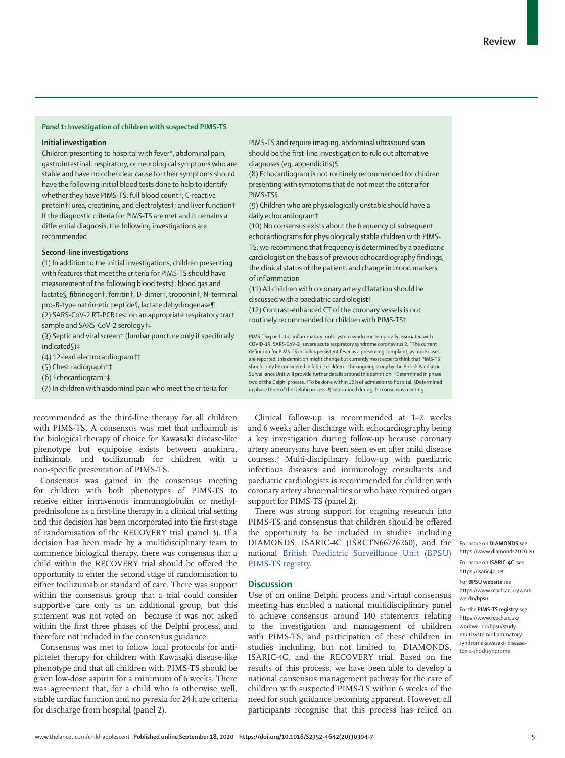### *Panel 1:* Investigation of children with suspected PIMS-TS

**Initial investigation**

Children presenting to hospital with fever*, abdominal pain, gastrointestinal, respiratory, or neurological symptoms who are stable and have no other clear cause for their symptoms should have the following initial blood tests done to help to identify whether they have PIMS-TS: full blood count†; C-reactive protein†; urea, creatinine, and electrolytes†; and liver function† If the diagnostic criteria for PIMS-TS are met and it remains a differential diagnosis, the following investigations are recommended

**Second-line investigations**

(1) In addition to the initial investigations, children presenting with features that meet the criteria for PIMS-TS should have measurement of the following blood tests‡: blood gas and lactate§, fibrinogen†, ferritin†, D-dimer†, troponin†, N-terminal pro-B-type natriuretic peptide§, lactate dehydrogenase¶

(2) SARS-CoV-2 RT-PCR test on an appropriate respiratory tract sample and SARS-CoV-2 serology†‡

(3) Septic and viral screen† (lumbar puncture only if specifically indicated§)‡

(4) 12-lead electrocardiogram†‡

(5) Chest radiograph†‡

(6) Echocardiogram†‡

(7) In children with abdominal pain who meet the criteria for PIMS-TS and require imaging, abdominal ultrasound scan should be the first-line investigation to rule out alternative diagnoses (eg, appendicitis)§

(8) Echocardiogram is not routinely recommended for children presenting with symptoms that do not meet the criteria for PIMS-TS§

(9) Children who are physiologically unstable should have a daily echocardiogram†

(10) No consensus exists about the frequency of subsequent echocardiograms for physiologically stable children with PIMS-TS; we recommend that frequency is determined by a paediatric cardiologist on the basis of previous echocardiography findings, the clinical status of the patient, and change in blood markers of inflammation

(11) All children with coronary artery dilatation should be discussed with a paediatric cardiologist†

(12) Contrast-enhanced CT of the coronary vessels is not routinely recommended for children with PIMS-TS†

PIMS-TS=paediatric inflammatory multisystem syndrome temporally associated with COVID-19. SARS-CoV-2=severe acute respiratory syndrome coronavirus 2. *The current definition for PIMS-TS includes persistent fever as a presenting complaint; as more cases are reported, this definition might change but currently most experts think that PIMS-TS should only be considered in febrile children—the ongoing study by the British Paediatric Surveillance Unit will provide further details around this definition. †Determined in phase two of the Delphi process. ‡To be done within 12 h of admission to hospital. §Determined in phase three of the Delphi process. ¶Determined during the consensus meeting.

recommended as the third-line therapy for all children with PIMS-TS. A consensus was met that infliximab is the biological therapy of choice for Kawasaki disease-like phenotype but equipoise exists between anakinra, infliximab, and tocilizumab for children with a non-specific presentation of PIMS-TS.

Consensus was gained in the consensus meeting for children with both phenotypes of PIMS-TS to receive either intravenous immunoglobulin or methylprednisolone as a first-line therapy in a clinical trial setting and this decision has been incorporated into the first stage of randomisation of the RECOVERY trial (panel 3). If a decision has been made by a multidisciplinary team to commence biological therapy, there was consensus that a child within the RECOVERY trial should be offered the opportunity to enter the second stage of randomisation to either tocilizumab or standard of care. There was support within the consensus group that a trial could consider supportive care only as an additional group, but this statement was not voted on because it was not asked within the first three phases of the Delphi process, and therefore not included in the consensus guidance.

Consensus was met to follow local protocols for anti-platelet therapy for children with Kawasaki disease-like phenotype and that all children with PIMS-TS should be given low-dose aspirin for a minimum of 6 weeks. There was agreement that, for a child who is otherwise well, stable cardiac function and no pyrexia for 24 h are criteria for discharge from hospital (panel 2).

Clinical follow-up is recommended at 1–2 weeks and 6 weeks after discharge with echocardiography being a key investigation during follow-up because coronary artery aneurysms have been seen even after mild disease courses.[5] Multi-disciplinary follow-up with paediatric infectious diseases and immunology consultants and paediatric cardiologists is recommended for children with coronary artery abnormalities or who have required organ support for PIMS-TS (panel 2).

There was strong support for ongoing research into PIMS-TS and consensus that children should be offered the opportunity to be included in studies including DIAMONDS, ISARIC-4C (ISRCTN66726260), and the national British Paediatric Surveillance Unit (BPSU) PIMS-TS registry.

For more on **DIAMONDS** see https://www.diamonds2020.eu

For more on **ISARIC-4C** see https://isaric4c.net

For **BPSU website** see https://www.rcpch.ac.uk/work-we-do/bpsu

For the **PIMS-TS registry** see https://www.rcpch.ac.uk/workwe- do/bpsu/study-multisysteminflammatory-syndromekawasaki- disease-toxic-shocksyndrome

## Discussion

Use of an online Delphi process and virtual consensus meeting has enabled a national multidisciplinary panel to achieve consensus around 140 statements relating to the investigation and management of children with PIMS-TS, and participation of these children in studies including, but not limited to, DIAMONDS, ISARIC-4C, and the RECOVERY trial. Based on the results of this process, we have been able to develop a national consensus management pathway for the care of children with suspected PIMS-TS within 6 weeks of the need for such guidance becoming apparent. However, all participants recognise that this process has relied on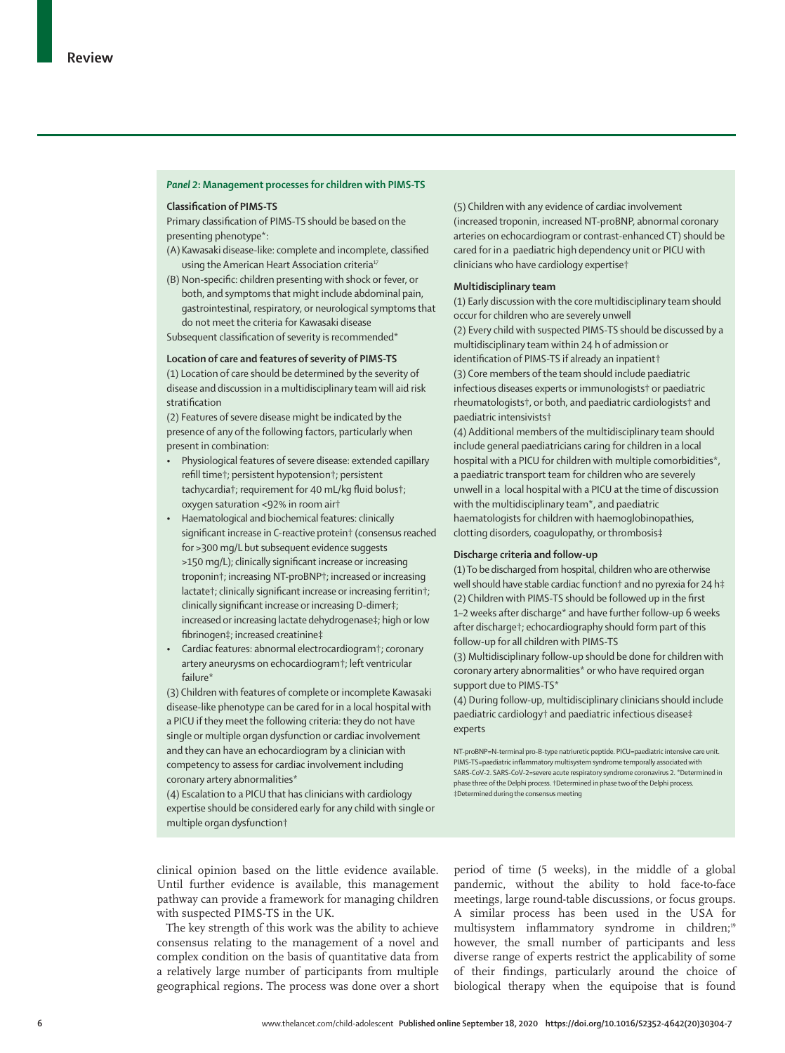### *Panel 2*: Management processes for children with PIMS-TS

**Classification of PIMS-TS**

Primary classification of PIMS-TS should be based on the presenting phenotype*:

(A) Kawasaki disease-like: complete and incomplete, classified using the American Heart Association criteria[17]

(B) Non-specific: children presenting with shock or fever, or both, and symptoms that might include abdominal pain, gastrointestinal, respiratory, or neurological symptoms that do not meet the criteria for Kawasaki disease

Subsequent classification of severity is recommended*

**Location of care and features of severity of PIMS-TS**

(1) Location of care should be determined by the severity of disease and discussion in a multidisciplinary team will aid risk stratification

(2) Features of severe disease might be indicated by the presence of any of the following factors, particularly when present in combination:

- Physiological features of severe disease: extended capillary refill time†; persistent hypotension†; persistent tachycardia†; requirement for 40 mL/kg fluid bolus†; oxygen saturation <92% in room air†
- Haematological and biochemical features: clinically significant increase in C-reactive protein† (consensus reached for >300 mg/L but subsequent evidence suggests >150 mg/L); clinically significant increase or increasing troponin†; increasing NT-proBNP†; increased or increasing lactate†; clinically significant increase or increasing ferritin†; clinically significant increase or increasing D-dimer‡; increased or increasing lactate dehydrogenase‡; high or low fibrinogen‡; increased creatinine‡
- Cardiac features: abnormal electrocardiogram†; coronary artery aneurysms on echocardiogram†; left ventricular failure*

(3) Children with features of complete or incomplete Kawasaki disease-like phenotype can be cared for in a local hospital with a PICU if they meet the following criteria: they do not have single or multiple organ dysfunction or cardiac involvement and they can have an echocardiogram by a clinician with competency to assess for cardiac involvement including coronary artery abnormalities*

(4) Escalation to a PICU that has clinicians with cardiology expertise should be considered early for any child with single or multiple organ dysfunction†

(5) Children with any evidence of cardiac involvement (increased troponin, increased NT-proBNP, abnormal coronary arteries on echocardiogram or contrast-enhanced CT) should be cared for in a paediatric high dependency unit or PICU with clinicians who have cardiology expertise†

**Multidisciplinary team**

(1) Early discussion with the core multidisciplinary team should occur for children who are severely unwell

(2) Every child with suspected PIMS-TS should be discussed by a multidisciplinary team within 24 h of admission or identification of PIMS-TS if already an inpatient†

(3) Core members of the team should include paediatric infectious diseases experts or immunologists† or paediatric rheumatologists†, or both, and paediatric cardiologists† and paediatric intensivists†

(4) Additional members of the multidisciplinary team should include general paediatricians caring for children in a local hospital with a PICU for children with multiple comorbidities*, a paediatric transport team for children who are severely unwell in a local hospital with a PICU at the time of discussion with the multidisciplinary team*, and paediatric haematologists for children with haemoglobinopathies, clotting disorders, coagulopathy, or thrombosis‡

**Discharge criteria and follow-up**

(1) To be discharged from hospital, children who are otherwise well should have stable cardiac function† and no pyrexia for 24 h‡

(2) Children with PIMS-TS should be followed up in the first 1–2 weeks after discharge* and have further follow-up 6 weeks after discharge†; echocardiography should form part of this follow-up for all children with PIMS-TS

(3) Multidisciplinary follow-up should be done for children with coronary artery abnormalities* or who have required organ support due to PIMS-TS*

(4) During follow-up, multidisciplinary clinicians should include paediatric cardiology† and paediatric infectious disease‡ experts

NT-proBNP=N-terminal pro-B-type natriuretic peptide. PICU=paediatric intensive care unit. PIMS-TS=paediatric inflammatory multisystem syndrome temporally associated with SARS-CoV-2. SARS-CoV-2=severe acute respiratory syndrome coronavirus 2. *Determined in phase three of the Delphi process. †Determined in phase two of the Delphi process. ‡Determined during the consensus meeting

clinical opinion based on the little evidence available. Until further evidence is available, this management pathway can provide a framework for managing children with suspected PIMS-TS in the UK.

The key strength of this work was the ability to achieve consensus relating to the management of a novel and complex condition on the basis of quantitative data from a relatively large number of participants from multiple geographical regions. The process was done over a short period of time (5 weeks), in the middle of a global pandemic, without the ability to hold face-to-face meetings, large round-table discussions, or focus groups. A similar process has been used in the USA for multisystem inflammatory syndrome in children;[19] however, the small number of participants and less diverse range of experts restrict the applicability of some of their findings, particularly around the choice of biological therapy when the equipoise that is found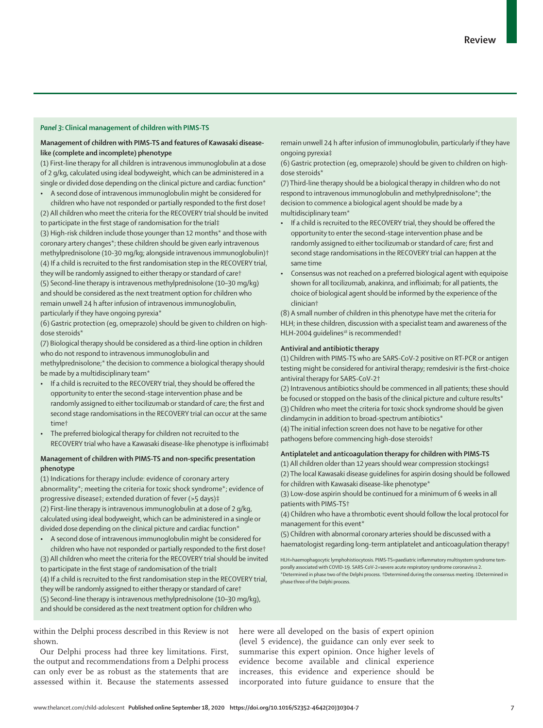## Panel 3: Clinical management of children with PIMS-TS

### Management of children with PIMS-TS and features of Kawasaki disease-like (complete and incomplete) phenotype

(1) First-line therapy for all children is intravenous immunoglobulin at a dose of 2 g/kg, calculated using ideal bodyweight, which can be administered in a single or divided dose depending on the clinical picture and cardiac function*

- A second dose of intravenous immunoglobulin might be considered for children who have not responded or partially responded to the first dose†

(2) All children who meet the criteria for the RECOVERY trial should be invited to participate in the first stage of randomisation for the trial‡

(3) High-risk children include those younger than 12 months* and those with coronary artery changes*; these children should be given early intravenous methylprednisolone (10-30 mg/kg; alongside intravenous immunoglobulin)†

(4) If a child is recruited to the first randomisation step in the RECOVERY trial, they will be randomly assigned to either therapy or standard of care†

(5) Second-line therapy is intravenous methylprednisolone (10–30 mg/kg) and should be considered as the next treatment option for children who remain unwell 24 h after infusion of intravenous immunoglobulin, particularly if they have ongoing pyrexia*

(6) Gastric protection (eg, omeprazole) should be given to children on high-dose steroids*

(7) Biological therapy should be considered as a third-line option in children who do not respond to intravenous immunoglobulin and methylprednisolone;* the decision to commence a biological therapy should be made by a multidisciplinary team*

- If a child is recruited to the RECOVERY trial, they should be offered the opportunity to enter the second-stage intervention phase and be randomly assigned to either tocilizumab or standard of care; the first and second stage randomisations in the RECOVERY trial can occur at the same time†
- The preferred biological therapy for children not recruited to the RECOVERY trial who have a Kawasaki disease-like phenotype is infliximab‡

### Management of children with PIMS-TS and non-specific presentation phenotype

(1) Indications for therapy include: evidence of coronary artery abnormality*; meeting the criteria for toxic shock syndrome*; evidence of progressive disease‡; extended duration of fever (>5 days)‡

(2) First-line therapy is intravenous immunoglobulin at a dose of 2 g/kg, calculated using ideal bodyweight, which can be administered in a single or divided dose depending on the clinical picture and cardiac function*

- A second dose of intravenous immunoglobulin might be considered for children who have not responded or partially responded to the first dose†

(3) All children who meet the criteria for the RECOVERY trial should be invited to participate in the first stage of randomisation of the trial‡

(4) If a child is recruited to the first randomisation step in the RECOVERY trial, they will be randomly assigned to either therapy or standard of care†

(5) Second-line therapy is intravenous methylprednisolone (10–30 mg/kg), and should be considered as the next treatment option for children who remain unwell 24 h after infusion of immunoglobulin, particularly if they have ongoing pyrexia‡

(6) Gastric protection (eg, omeprazole) should be given to children on high-dose steroids*

(7) Third-line therapy should be a biological therapy in children who do not respond to intravenous immunoglobulin and methylprednisolone*; the decision to commence a biological agent should be made by a multidisciplinary team*

- If a child is recruited to the RECOVERY trial, they should be offered the opportunity to enter the second-stage intervention phase and be randomly assigned to either tocilizumab or standard of care; first and second stage randomisations in the RECOVERY trial can happen at the same time
- Consensus was not reached on a preferred biological agent with equipoise shown for all tocilizumab, anakinra, and infliximab; for all patients, the choice of biological agent should be informed by the experience of the clinician†

(8) A small number of children in this phenotype have met the criteria for HLH; in these children, discussion with a specialist team and awareness of the HLH-2004 guidelines[18] is recommended†

### Antiviral and antibiotic therapy

(1) Children with PIMS-TS who are SARS-CoV-2 positive on RT-PCR or antigen testing might be considered for antiviral therapy; remdesivir is the first-choice antiviral therapy for SARS-CoV-2†

(2) Intravenous antibiotics should be commenced in all patients; these should be focused or stopped on the basis of the clinical picture and culture results*

(3) Children who meet the criteria for toxic shock syndrome should be given clindamycin in addition to broad-spectrum antibiotics*

(4) The initial infection screen does not have to be negative for other pathogens before commencing high-dose steroids†

### Antiplatelet and anticoagulation therapy for children with PIMS-TS

(1) All children older than 12 years should wear compression stockings‡

(2) The local Kawasaki disease guidelines for aspirin dosing should be followed for children with Kawasaki disease-like phenotype*

(3) Low-dose aspirin should be continued for a minimum of 6 weeks in all patients with PIMS-TS†

(4) Children who have a thrombotic event should follow the local protocol for management for this event*

(5) Children with abnormal coronary arteries should be discussed with a haematologist regarding long-term antiplatelet and anticoagulation therapy†

HLH=haemophagocytic lymphohistiocytosis. PIMS-TS=paediatric inflammatory multisystem syndrome temporally associated with COVID-19. SARS-CoV-2=severe acute respiratory syndrome coronavirus 2. *Determined in phase two of the Delphi process. †Determined during the consensus meeting. ‡Determined in phase three of the Delphi process.

within the Delphi process described in this Review is not shown.

Our Delphi process had three key limitations. First, the output and recommendations from a Delphi process can only ever be as robust as the statements that are assessed within it. Because the statements assessed here were all developed on the basis of expert opinion (level 5 evidence), the guidance can only ever seek to summarise this expert opinion. Once higher levels of evidence become available and clinical experience increases, this evidence and experience should be incorporated into future guidance to ensure that the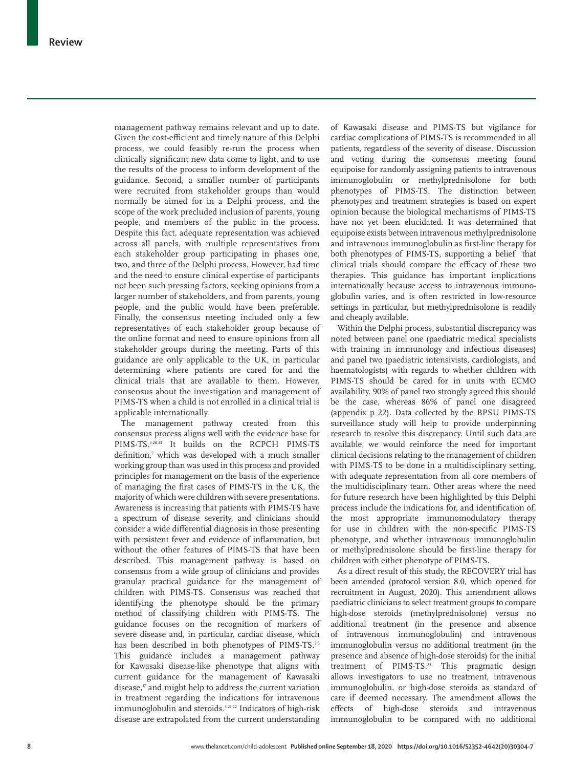management pathway remains relevant and up to date. Given the cost-efficient and timely nature of this Delphi process, we could feasibly re-run the process when clinically significant new data come to light, and to use the results of the process to inform development of the guidance. Second, a smaller number of participants were recruited from stakeholder groups than would normally be aimed for in a Delphi process, and the scope of the work precluded inclusion of parents, young people, and members of the public in the process. Despite this fact, adequate representation was achieved across all panels, with multiple representatives from each stakeholder group participating in phases one, two, and three of the Delphi process. However, had time and the need to ensure clinical expertise of participants not been such pressing factors, seeking opinions from a larger number of stakeholders, and from parents, young people, and the public would have been preferable. Finally, the consensus meeting included only a few representatives of each stakeholder group because of the online format and need to ensure opinions from all stakeholder groups during the meeting. Parts of this guidance are only applicable to the UK, in particular determining where patients are cared for and the clinical trials that are available to them. However, consensus about the investigation and management of PIMS-TS when a child is not enrolled in a clinical trial is applicable internationally.

The management pathway created from this consensus process aligns well with the evidence base for PIMS-TS.[5,20,21] It builds on the RCPCH PIMS-TS definition,[7] which was developed with a much smaller working group than was used in this process and provided principles for management on the basis of the experience of managing the first cases of PIMS-TS in the UK, the majority of which were children with severe presentations. Awareness is increasing that patients with PIMS-TS have a spectrum of disease severity, and clinicians should consider a wide differential diagnosis in those presenting with persistent fever and evidence of inflammation, but without the other features of PIMS-TS that have been described. This management pathway is based on consensus from a wide group of clinicians and provides granular practical guidance for the management of children with PIMS-TS. Consensus was reached that identifying the phenotype should be the primary method of classifying children with PIMS-TS. The guidance focuses on the recognition of markers of severe disease and, in particular, cardiac disease, which has been described in both phenotypes of PIMS-TS.[3,5] This guidance includes a management pathway for Kawasaki disease-like phenotype that aligns with current guidance for the management of Kawasaki disease,[17] and might help to address the current variation in treatment regarding the indications for intravenous immunoglobulin and steroids.[3,21,22] Indicators of high-risk disease are extrapolated from the current understanding of Kawasaki disease and PIMS-TS but vigilance for cardiac complications of PIMS-TS is recommended in all patients, regardless of the severity of disease. Discussion and voting during the consensus meeting found equipoise for randomly assigning patients to intravenous immunoglobulin or methylprednisolone for both phenotypes of PIMS-TS. The distinction between phenotypes and treatment strategies is based on expert opinion because the biological mechanisms of PIMS-TS have not yet been elucidated. It was determined that equipoise exists between intravenous methylprednisolone and intravenous immunoglobulin as first-line therapy for both phenotypes of PIMS-TS, supporting a belief that clinical trials should compare the efficacy of these two therapies. This guidance has important implications internationally because access to intravenous immunoglobulin varies, and is often restricted in low-resource settings in particular, but methylprednisolone is readily and cheaply available.

Within the Delphi process, substantial discrepancy was noted between panel one (paediatric medical specialists with training in immunology and infectious diseases) and panel two (paediatric intensivists, cardiologists, and haematologists) with regards to whether children with PIMS-TS should be cared for in units with ECMO availability. 90% of panel two strongly agreed this should be the case, whereas 86% of panel one disagreed (appendix p 22). Data collected by the BPSU PIMS-TS surveillance study will help to provide underpinning research to resolve this discrepancy. Until such data are available, we would reinforce the need for important clinical decisions relating to the management of children with PIMS-TS to be done in a multidisciplinary setting, with adequate representation from all core members of the multidisciplinary team. Other areas where the need for future research have been highlighted by this Delphi process include the indications for, and identification of, the most appropriate immunomodulatory therapy for use in children with the non-specific PIMS-TS phenotype, and whether intravenous immunoglobulin or methylprednisolone should be first-line therapy for children with either phenotype of PIMS-TS.

As a direct result of this study, the RECOVERY trial has been amended (protocol version 8.0, which opened for recruitment in August, 2020). This amendment allows paediatric clinicians to select treatment groups to compare high-dose steroids (methylprednisolone) versus no additional treatment (in the presence and absence of intravenous immunoglobulin) and intravenous immunoglobulin versus no additional treatment (in the presence and absence of high-dose steroids) for the initial treatment of PIMS-TS.[23] This pragmatic design allows investigators to use no treatment, intravenous immunoglobulin, or high-dose steroids as standard of care if deemed necessary. The amendment allows the effects of high-dose steroids and intravenous immunoglobulin to be compared with no additional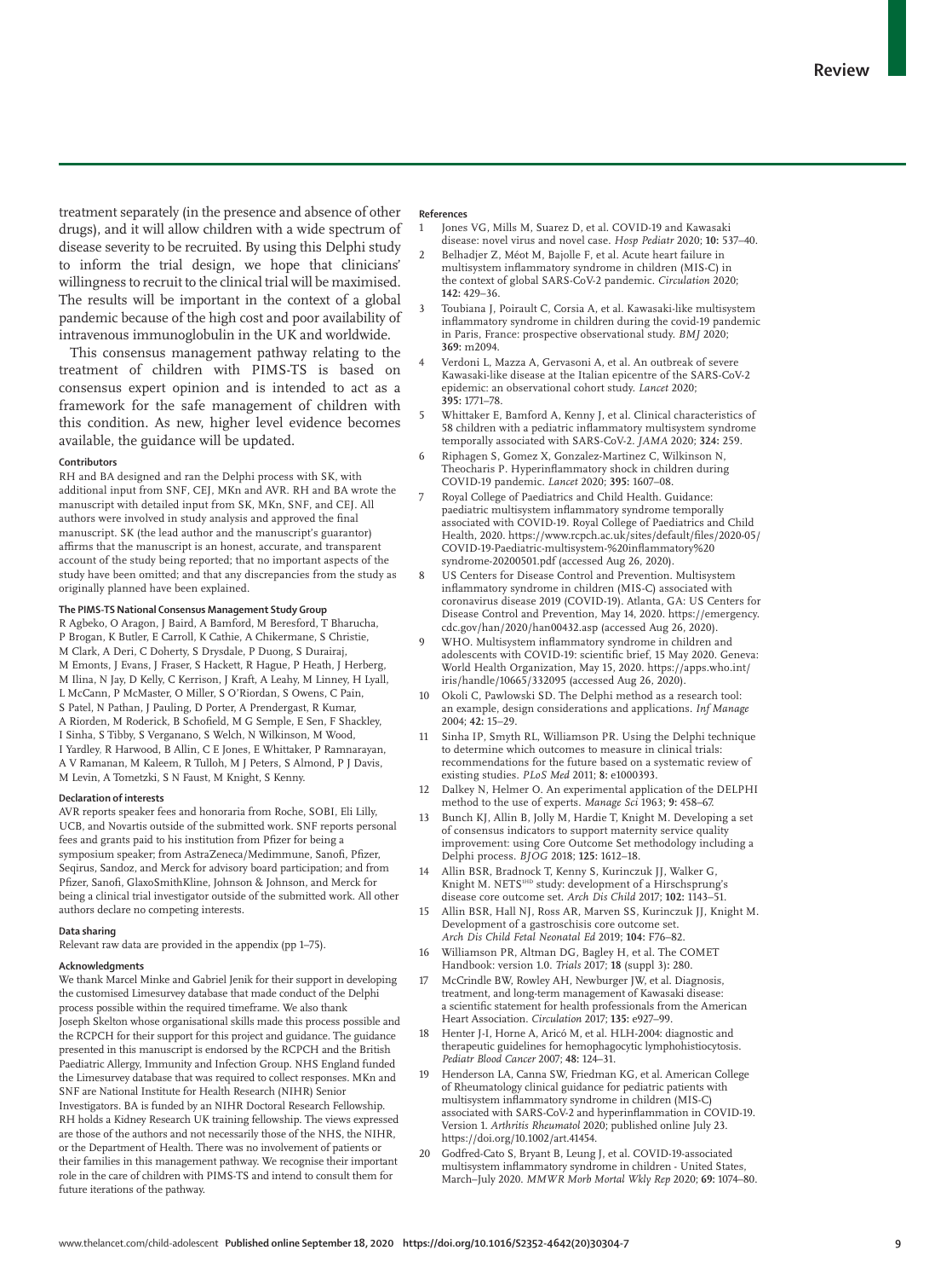treatment separately (in the presence and absence of other drugs), and it will allow children with a wide spectrum of disease severity to be recruited. By using this Delphi study to inform the trial design, we hope that clinicians' willingness to recruit to the clinical trial will be maximised. The results will be important in the context of a global pandemic because of the high cost and poor availability of intravenous immunoglobulin in the UK and worldwide.

This consensus management pathway relating to the treatment of children with PIMS-TS is based on consensus expert opinion and is intended to act as a framework for the safe management of children with this condition. As new, higher level evidence becomes available, the guidance will be updated.

#### Contributors

RH and BA designed and ran the Delphi process with SK, with additional input from SNF, CEJ, MKn and AVR. RH and BA wrote the manuscript with detailed input from SK, MKn, SNF, and CEJ. All authors were involved in study analysis and approved the final manuscript. SK (the lead author and the manuscript's guarantor) affirms that the manuscript is an honest, accurate, and transparent account of the study being reported; that no important aspects of the study have been omitted; and that any discrepancies from the study as originally planned have been explained.

#### The PIMS-TS National Consensus Management Study Group

R Agbeko, O Aragon, J Baird, A Bamford, M Beresford, T Bharucha, P Brogan, K Butler, E Carroll, K Cathie, A Chikermane, S Christie, M Clark, A Deri, C Doherty, S Drysdale, P Duong, S Durairaj, M Emonts, J Evans, J Fraser, S Hackett, R Hague, P Heath, J Herberg, M Ilina, N Jay, D Kelly, C Kerrison, J Kraft, A Leahy, M Linney, H Lyall, L McCann, P McMaster, O Miller, S O'Riordan, S Owens, C Pain, S Patel, N Pathan, J Pauling, D Porter, A Prendergast, R Kumar, A Riorden, M Roderick, B Schofield, M G Semple, E Sen, F Shackley, I Sinha, S Tibby, S Verganano, S Welch, N Wilkinson, M Wood, I Yardley, R Harwood, B Allin, C E Jones, E Whittaker, P Ramnarayan, A V Ramanan, M Kaleem, R Tulloh, M J Peters, S Almond, P J Davis, M Levin, A Tometzki, S N Faust, M Knight, S Kenny.

#### Declaration of interests

AVR reports speaker fees and honoraria from Roche, SOBI, Eli Lilly, UCB, and Novartis outside of the submitted work. SNF reports personal fees and grants paid to his institution from Pfizer for being a symposium speaker; from AstraZeneca/Medimmune, Sanofi, Pfizer, Seqirus, Sandoz, and Merck for advisory board participation; and from Pfizer, Sanofi, GlaxoSmithKline, Johnson & Johnson, and Merck for being a clinical trial investigator outside of the submitted work. All other authors declare no competing interests.

#### Data sharing

Relevant raw data are provided in the appendix (pp 1–75).

#### Acknowledgments

We thank Marcel Minke and Gabriel Jenik for their support in developing the customised Limesurvey database that made conduct of the Delphi process possible within the required timeframe. We also thank Joseph Skelton whose organisational skills made this process possible and the RCPCH for their support for this project and guidance. The guidance presented in this manuscript is endorsed by the RCPCH and the British Paediatric Allergy, Immunity and Infection Group. NHS England funded the Limesurvey database that was required to collect responses. MKn and SNF are National Institute for Health Research (NIHR) Senior Investigators. BA is funded by an NIHR Doctoral Research Fellowship. RH holds a Kidney Research UK training fellowship. The views expressed are those of the authors and not necessarily those of the NHS, the NIHR, or the Department of Health. There was no involvement of patients or their families in this management pathway. We recognise their important role in the care of children with PIMS-TS and intend to consult them for future iterations of the pathway.

#### References

1. Jones VG, Mills M, Suarez D, et al. COVID-19 and Kawasaki disease: novel virus and novel case. *Hosp Pediatr* 2020; **10:** 537–40.
2. Belhadjer Z, Méot M, Bajolle F, et al. Acute heart failure in multisystem inflammatory syndrome in children (MIS-C) in the context of global SARS-CoV-2 pandemic. *Circulation* 2020; **142:** 429–36.
3. Toubiana J, Poirault C, Corsia A, et al. Kawasaki-like multisystem inflammatory syndrome in children during the covid-19 pandemic in Paris, France: prospective observational study. *BMJ* 2020; **369:** m2094.
4. Verdoni L, Mazza A, Gervasoni A, et al. An outbreak of severe Kawasaki-like disease at the Italian epicentre of the SARS-CoV-2 epidemic: an observational cohort study. *Lancet* 2020; **395:** 1771–78.
5. Whittaker E, Bamford A, Kenny J, et al. Clinical characteristics of 58 children with a pediatric inflammatory multisystem syndrome temporally associated with SARS-CoV-2. *JAMA* 2020; **324:** 259.
6. Riphagen S, Gomez X, Gonzalez-Martinez C, Wilkinson N, Theocharis P. Hyperinflammatory shock in children during COVID-19 pandemic. *Lancet* 2020; **395:** 1607–08.
7. Royal College of Paediatrics and Child Health. Guidance: paediatric multisystem inflammatory syndrome temporally associated with COVID-19. Royal College of Paediatrics and Child Health, 2020. https://www.rcpch.ac.uk/sites/default/files/2020-05/COVID-19-Paediatric-multisystem-%20inflammatory%20syndrome-20200501.pdf (accessed Aug 26, 2020).
8. US Centers for Disease Control and Prevention. Multisystem inflammatory syndrome in children (MIS-C) associated with coronavirus disease 2019 (COVID-19). Atlanta, GA: US Centers for Disease Control and Prevention, May 14, 2020. https://emergency.cdc.gov/han/2020/han00432.asp (accessed Aug 26, 2020).
9. WHO. Multisystem inflammatory syndrome in children and adolescents with COVID-19: scientific brief, 15 May 2020. Geneva: World Health Organization, May 15, 2020. https://apps.who.int/iris/handle/10665/332095 (accessed Aug 26, 2020).
10. Okoli C, Pawlowski SD. The Delphi method as a research tool: an example, design considerations and applications. *Inf Manage* 2004; **42:** 15–29.
11. Sinha IP, Smyth RL, Williamson PR. Using the Delphi technique to determine which outcomes to measure in clinical trials: recommendations for the future based on a systematic review of existing studies. *PLoS Med* 2011; **8:** e1000393.
12. Dalkey N, Helmer O. An experimental application of the DELPHI method to the use of experts. *Manage Sci* 1963; **9:** 458–67.
13. Bunch KJ, Allin B, Jolly M, Hardie T, Knight M. Developing a set of consensus indicators to support maternity service quality improvement: using Core Outcome Set methodology including a Delphi process. *BJOG* 2018; **125:** 1612–18.
14. Allin BSR, Bradnock T, Kenny S, Kurinczuk JJ, Walker G, Knight M. NETS[1HD] study: development of a Hirschsprung's disease core outcome set. *Arch Dis Child* 2017; **102:** 1143–51.
15. Allin BSR, Hall NJ, Ross AR, Marven SS, Kurinczuk JJ, Knight M. Development of a gastroschisis core outcome set. *Arch Dis Child Fetal Neonatal Ed* 2019; **104:** F76–82.
16. Williamson PR, Altman DG, Bagley H, et al. The COMET Handbook: version 1.0. *Trials* 2017; **18** (suppl 3)**:** 280.
17. McCrindle BW, Rowley AH, Newburger JW, et al. Diagnosis, treatment, and long-term management of Kawasaki disease: a scientific statement for health professionals from the American Heart Association. *Circulation* 2017; **135:** e927–99.
18. Henter J-I, Horne A, Aricó M, et al. HLH-2004: diagnostic and therapeutic guidelines for hemophagocytic lymphohistiocytosis. *Pediatr Blood Cancer* 2007; **48:** 124–31.
19. Henderson LA, Canna SW, Friedman KG, et al. American College of Rheumatology clinical guidance for pediatric patients with multisystem inflammatory syndrome in children (MIS-C) associated with SARS-CoV-2 and hyperinflammation in COVID-19. Version 1. *Arthritis Rheumatol* 2020; published online July 23. https://doi.org/10.1002/art.41454.
20. Godfred-Cato S, Bryant B, Leung J, et al. COVID-19-associated multisystem inflammatory syndrome in children - United States, March–July 2020. *MMWR Morb Mortal Wkly Rep* 2020; **69:** 1074–80.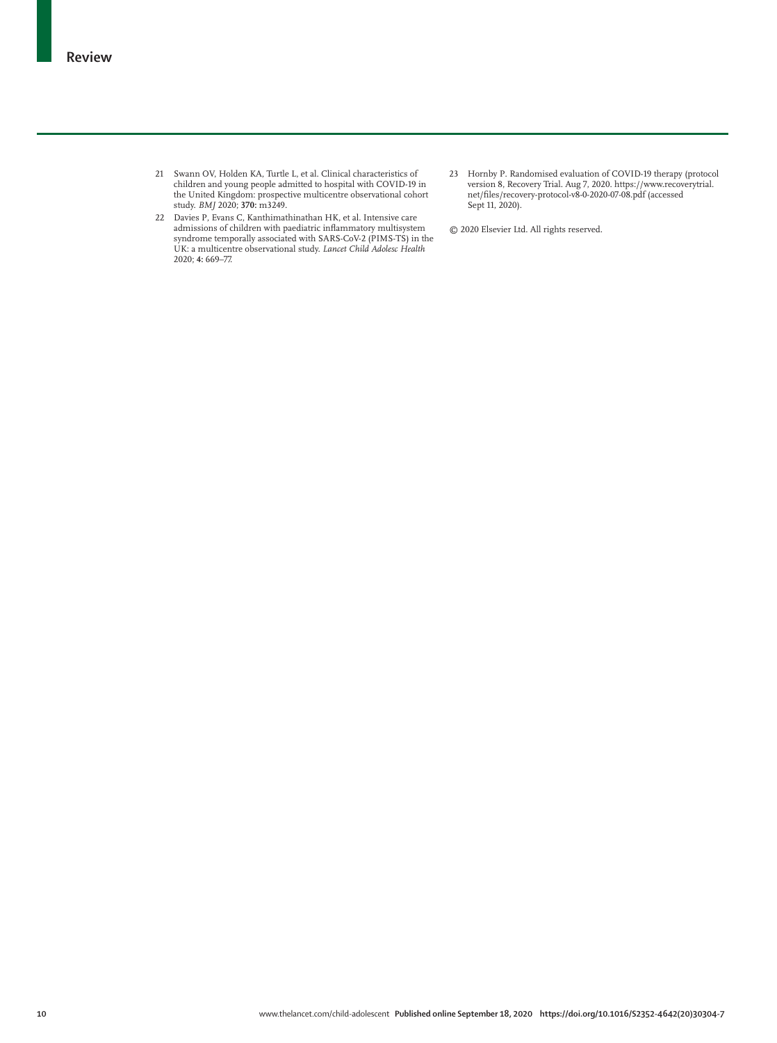21 Swann OV, Holden KA, Turtle L, et al. Clinical characteristics of children and young people admitted to hospital with COVID-19 in the United Kingdom: prospective multicentre observational cohort study. *BMJ* 2020; **370:** m3249.

22 Davies P, Evans C, Kanthimathinathan HK, et al. Intensive care admissions of children with paediatric inflammatory multisystem syndrome temporally associated with SARS-CoV-2 (PIMS-TS) in the UK: a multicentre observational study. *Lancet Child Adolesc Health* 2020; **4:** 669–77.

23 Hornby P. Randomised evaluation of COVID-19 therapy (protocol version 8, Recovery Trial. Aug 7, 2020. https://www.recoverytrial.net/files/recovery-protocol-v8-0-2020-07-08.pdf (accessed Sept 11, 2020).

© 2020 Elsevier Ltd. All rights reserved.